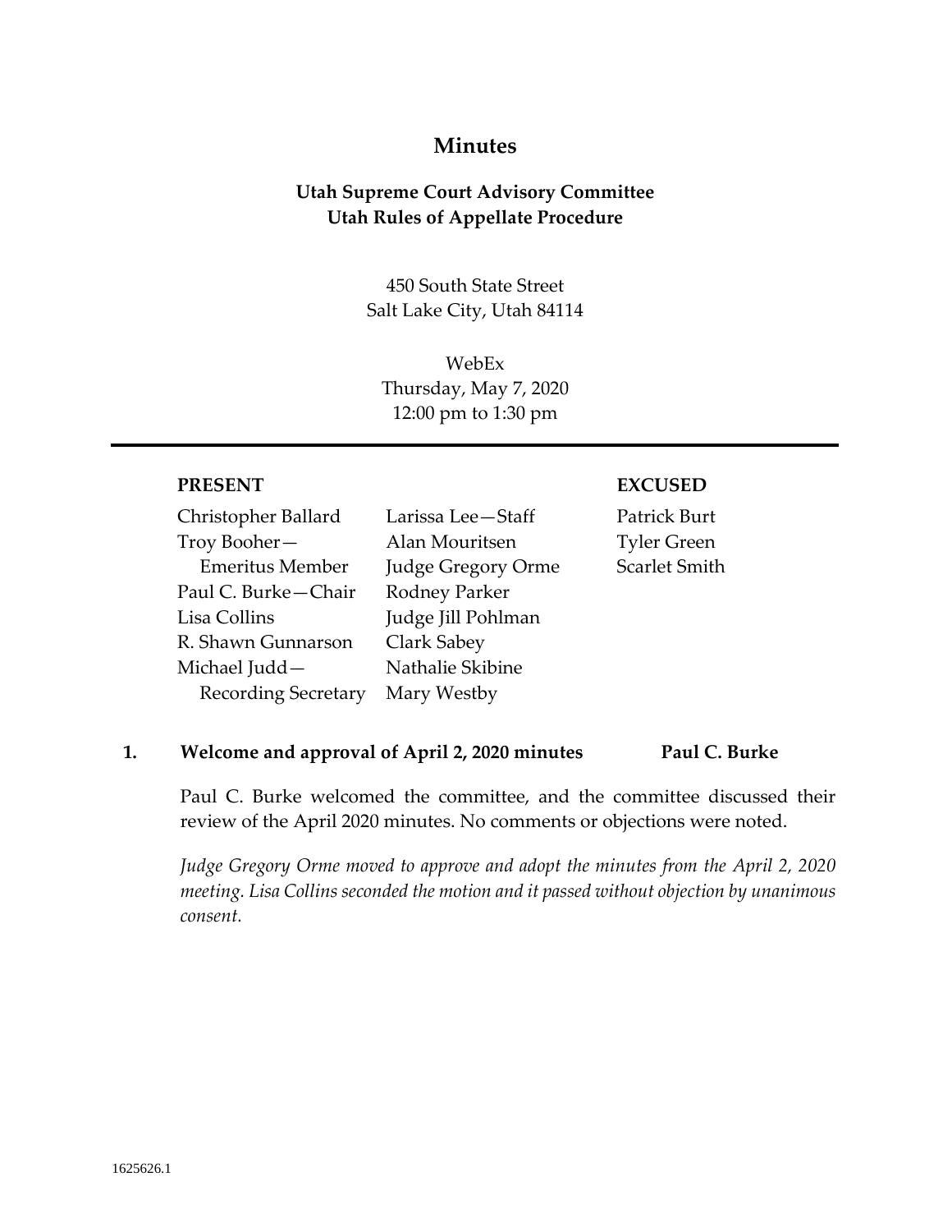# Minutes

## Utah Supreme Court Advisory Committee
## Utah Rules of Appellate Procedure

450 South State Street
Salt Lake City, Utah 84114

WebEx
Thursday, May 7, 2020
12:00 pm to 1:30 pm

---

| PRESENT | | EXCUSED |
|---|---|---|
| Christopher Ballard | Larissa Lee—Staff | Patrick Burt |
| Troy Booher—Emeritus Member | Alan Mouritsen | Tyler Green |
| Paul C. Burke—Chair | Judge Gregory Orme | Scarlet Smith |
| Lisa Collins | Rodney Parker | |
| R. Shawn Gunnarson | Judge Jill Pohlman | |
| Michael Judd—Recording Secretary | Clark Sabey | |
| | Nathalie Skibine | |
| | Mary Westby | |

### 1. Welcome and approval of April 2, 2020 minutes — Paul C. Burke

Paul C. Burke welcomed the committee, and the committee discussed their review of the April 2020 minutes. No comments or objections were noted.

*Judge Gregory Orme moved to approve and adopt the minutes from the April 2, 2020 meeting. Lisa Collins seconded the motion and it passed without objection by unanimous consent.*

1625626.1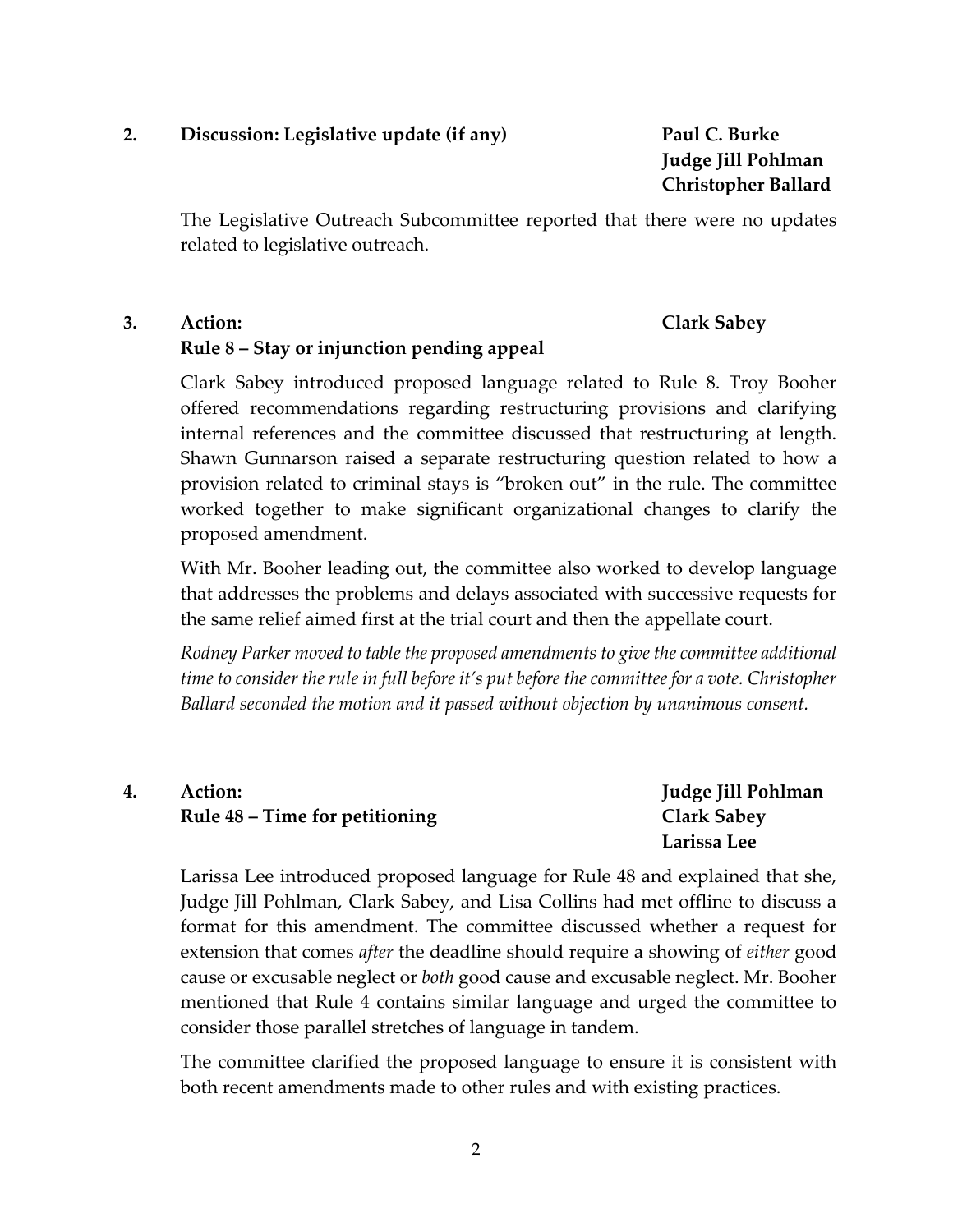**2. Discussion: Legislative update (if any)** **Paul C. Burke**
**Judge Jill Pohlman**
**Christopher Ballard**

The Legislative Outreach Subcommittee reported that there were no updates related to legislative outreach.

**3. Action:** **Clark Sabey**
**Rule 8 – Stay or injunction pending appeal**

Clark Sabey introduced proposed language related to Rule 8. Troy Booher offered recommendations regarding restructuring provisions and clarifying internal references and the committee discussed that restructuring at length. Shawn Gunnarson raised a separate restructuring question related to how a provision related to criminal stays is "broken out" in the rule. The committee worked together to make significant organizational changes to clarify the proposed amendment.

With Mr. Booher leading out, the committee also worked to develop language that addresses the problems and delays associated with successive requests for the same relief aimed first at the trial court and then the appellate court.

*Rodney Parker moved to table the proposed amendments to give the committee additional time to consider the rule in full before it's put before the committee for a vote. Christopher Ballard seconded the motion and it passed without objection by unanimous consent.*

**4. Action:** **Judge Jill Pohlman**
**Rule 48 – Time for petitioning** **Clark Sabey**
**Larissa Lee**

Larissa Lee introduced proposed language for Rule 48 and explained that she, Judge Jill Pohlman, Clark Sabey, and Lisa Collins had met offline to discuss a format for this amendment. The committee discussed whether a request for extension that comes *after* the deadline should require a showing of *either* good cause or excusable neglect or *both* good cause and excusable neglect. Mr. Booher mentioned that Rule 4 contains similar language and urged the committee to consider those parallel stretches of language in tandem.

The committee clarified the proposed language to ensure it is consistent with both recent amendments made to other rules and with existing practices.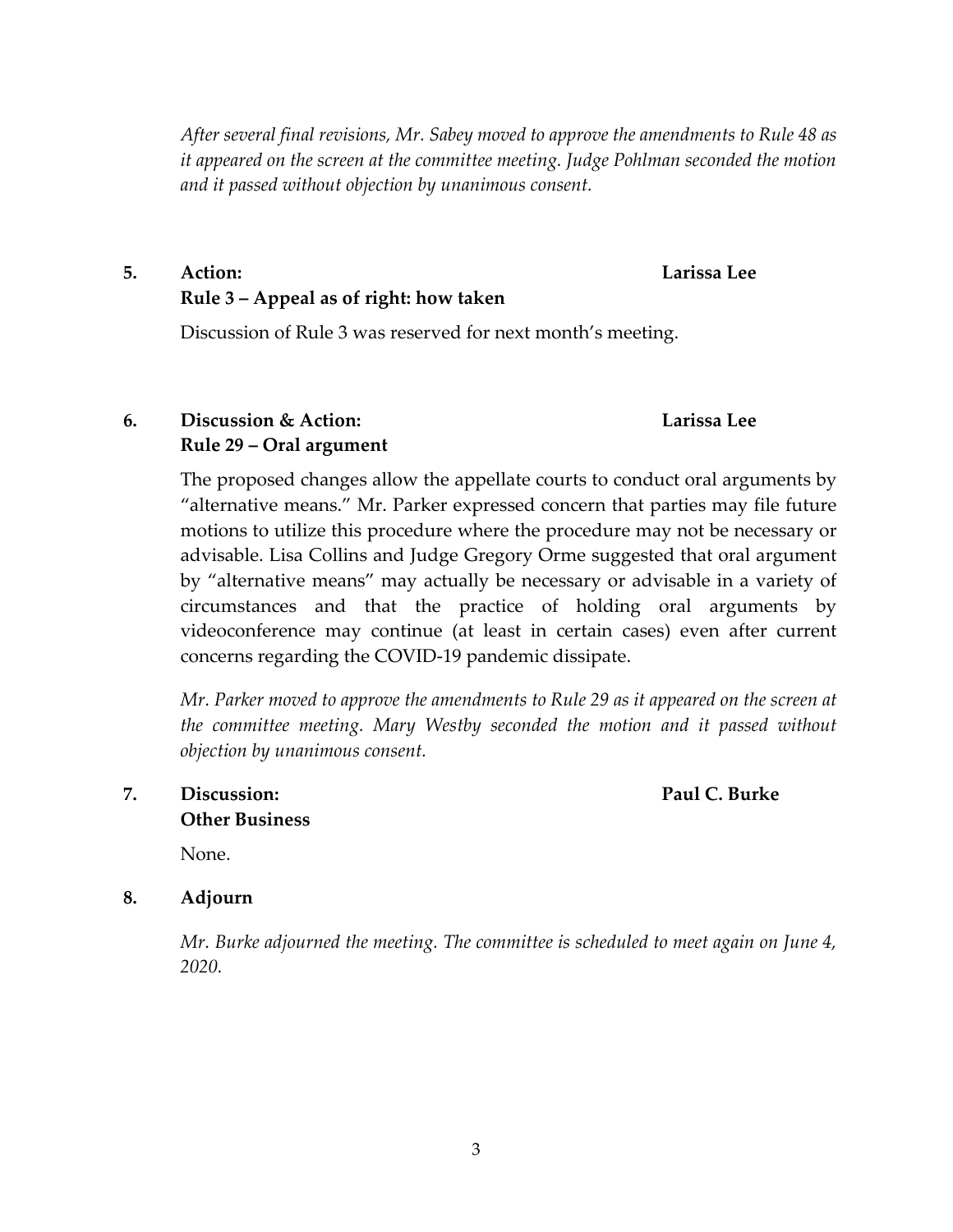*After several final revisions, Mr. Sabey moved to approve the amendments to Rule 48 as it appeared on the screen at the committee meeting. Judge Pohlman seconded the motion and it passed without objection by unanimous consent.*

**5. Action: Rule 3 – Appeal as of right: how taken** **Larissa Lee**

Discussion of Rule 3 was reserved for next month's meeting.

**6. Discussion & Action: Rule 29 – Oral argument** **Larissa Lee**

The proposed changes allow the appellate courts to conduct oral arguments by "alternative means." Mr. Parker expressed concern that parties may file future motions to utilize this procedure where the procedure may not be necessary or advisable. Lisa Collins and Judge Gregory Orme suggested that oral argument by "alternative means" may actually be necessary or advisable in a variety of circumstances and that the practice of holding oral arguments by videoconference may continue (at least in certain cases) even after current concerns regarding the COVID-19 pandemic dissipate.

*Mr. Parker moved to approve the amendments to Rule 29 as it appeared on the screen at the committee meeting. Mary Westby seconded the motion and it passed without objection by unanimous consent.*

**7. Discussion: Other Business** **Paul C. Burke**

None.

**8. Adjourn**

*Mr. Burke adjourned the meeting. The committee is scheduled to meet again on June 4, 2020.*